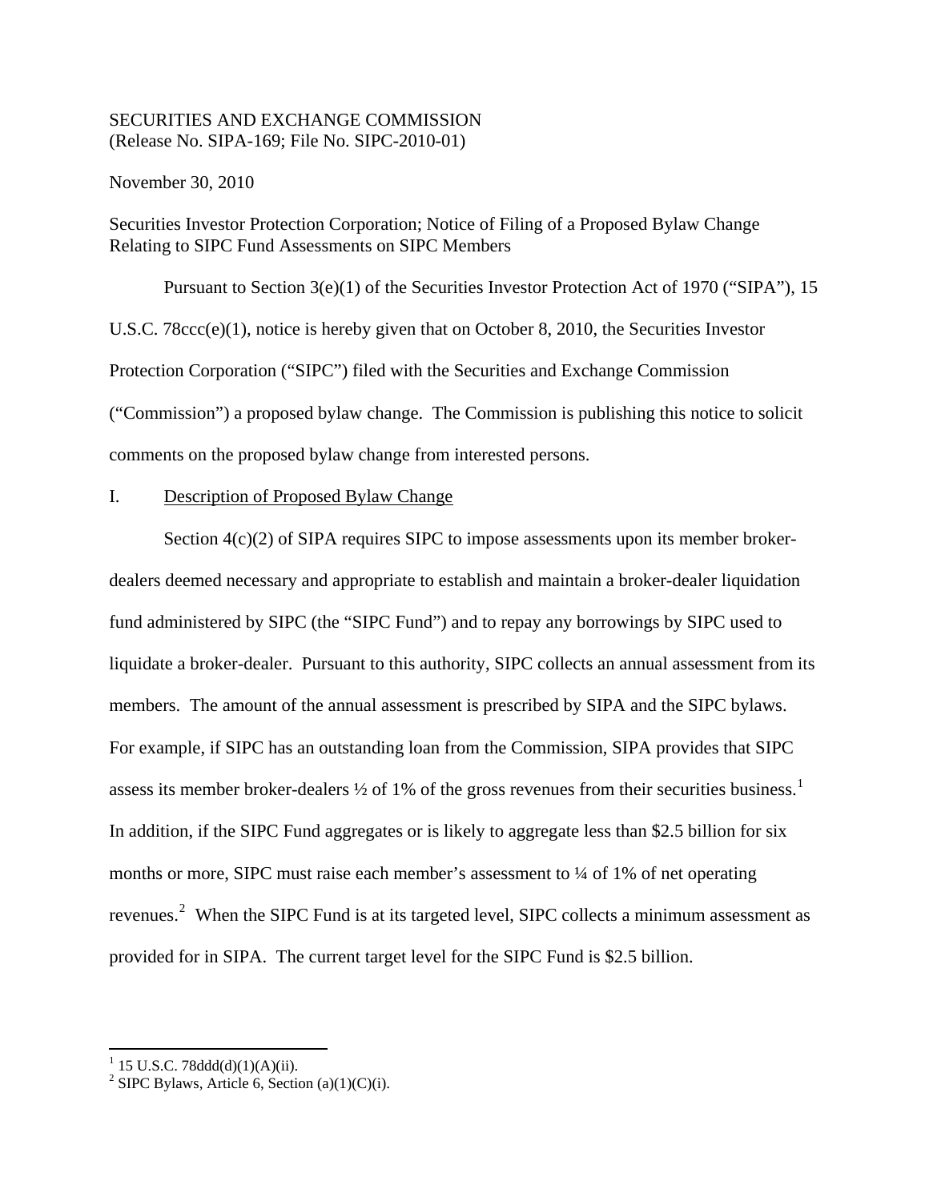SECURITIES AND EXCHANGE COMMISSION
(Release No. SIPA-169; File No. SIPC-2010-01)

November 30, 2010

Securities Investor Protection Corporation; Notice of Filing of a Proposed Bylaw Change Relating to SIPC Fund Assessments on SIPC Members

Pursuant to Section 3(e)(1) of the Securities Investor Protection Act of 1970 ("SIPA"), 15 U.S.C. 78ccc(e)(1), notice is hereby given that on October 8, 2010, the Securities Investor Protection Corporation ("SIPC") filed with the Securities and Exchange Commission ("Commission") a proposed bylaw change. The Commission is publishing this notice to solicit comments on the proposed bylaw change from interested persons.

I. Description of Proposed Bylaw Change

Section 4(c)(2) of SIPA requires SIPC to impose assessments upon its member broker-dealers deemed necessary and appropriate to establish and maintain a broker-dealer liquidation fund administered by SIPC (the "SIPC Fund") and to repay any borrowings by SIPC used to liquidate a broker-dealer. Pursuant to this authority, SIPC collects an annual assessment from its members. The amount of the annual assessment is prescribed by SIPA and the SIPC bylaws. For example, if SIPC has an outstanding loan from the Commission, SIPA provides that SIPC assess its member broker-dealers ½ of 1% of the gross revenues from their securities business.[1] In addition, if the SIPC Fund aggregates or is likely to aggregate less than $2.5 billion for six months or more, SIPC must raise each member's assessment to ¼ of 1% of net operating revenues.[2] When the SIPC Fund is at its targeted level, SIPC collects a minimum assessment as provided for in SIPA. The current target level for the SIPC Fund is $2.5 billion.

---

[1] 15 U.S.C. 78ddd(d)(1)(A)(ii).

[2] SIPC Bylaws, Article 6, Section (a)(1)(C)(i).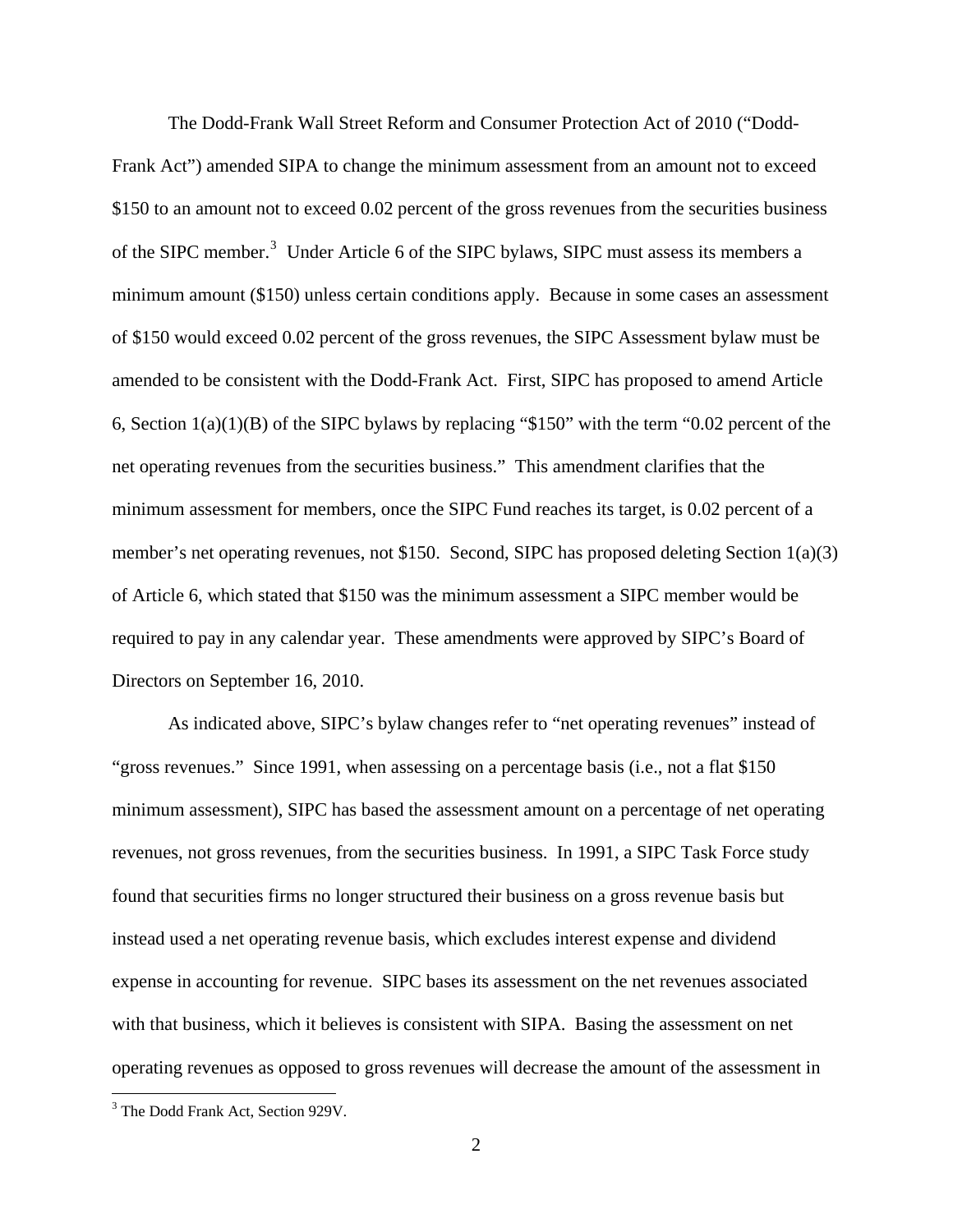The Dodd-Frank Wall Street Reform and Consumer Protection Act of 2010 ("Dodd-Frank Act") amended SIPA to change the minimum assessment from an amount not to exceed $150 to an amount not to exceed 0.02 percent of the gross revenues from the securities business of the SIPC member.[3] Under Article 6 of the SIPC bylaws, SIPC must assess its members a minimum amount ($150) unless certain conditions apply. Because in some cases an assessment of $150 would exceed 0.02 percent of the gross revenues, the SIPC Assessment bylaw must be amended to be consistent with the Dodd-Frank Act. First, SIPC has proposed to amend Article 6, Section 1(a)(1)(B) of the SIPC bylaws by replacing "$150" with the term "0.02 percent of the net operating revenues from the securities business." This amendment clarifies that the minimum assessment for members, once the SIPC Fund reaches its target, is 0.02 percent of a member's net operating revenues, not $150. Second, SIPC has proposed deleting Section 1(a)(3) of Article 6, which stated that $150 was the minimum assessment a SIPC member would be required to pay in any calendar year. These amendments were approved by SIPC's Board of Directors on September 16, 2010.

As indicated above, SIPC's bylaw changes refer to "net operating revenues" instead of "gross revenues." Since 1991, when assessing on a percentage basis (i.e., not a flat $150 minimum assessment), SIPC has based the assessment amount on a percentage of net operating revenues, not gross revenues, from the securities business. In 1991, a SIPC Task Force study found that securities firms no longer structured their business on a gross revenue basis but instead used a net operating revenue basis, which excludes interest expense and dividend expense in accounting for revenue. SIPC bases its assessment on the net revenues associated with that business, which it believes is consistent with SIPA. Basing the assessment on net operating revenues as opposed to gross revenues will decrease the amount of the assessment in

[3] The Dodd Frank Act, Section 929V.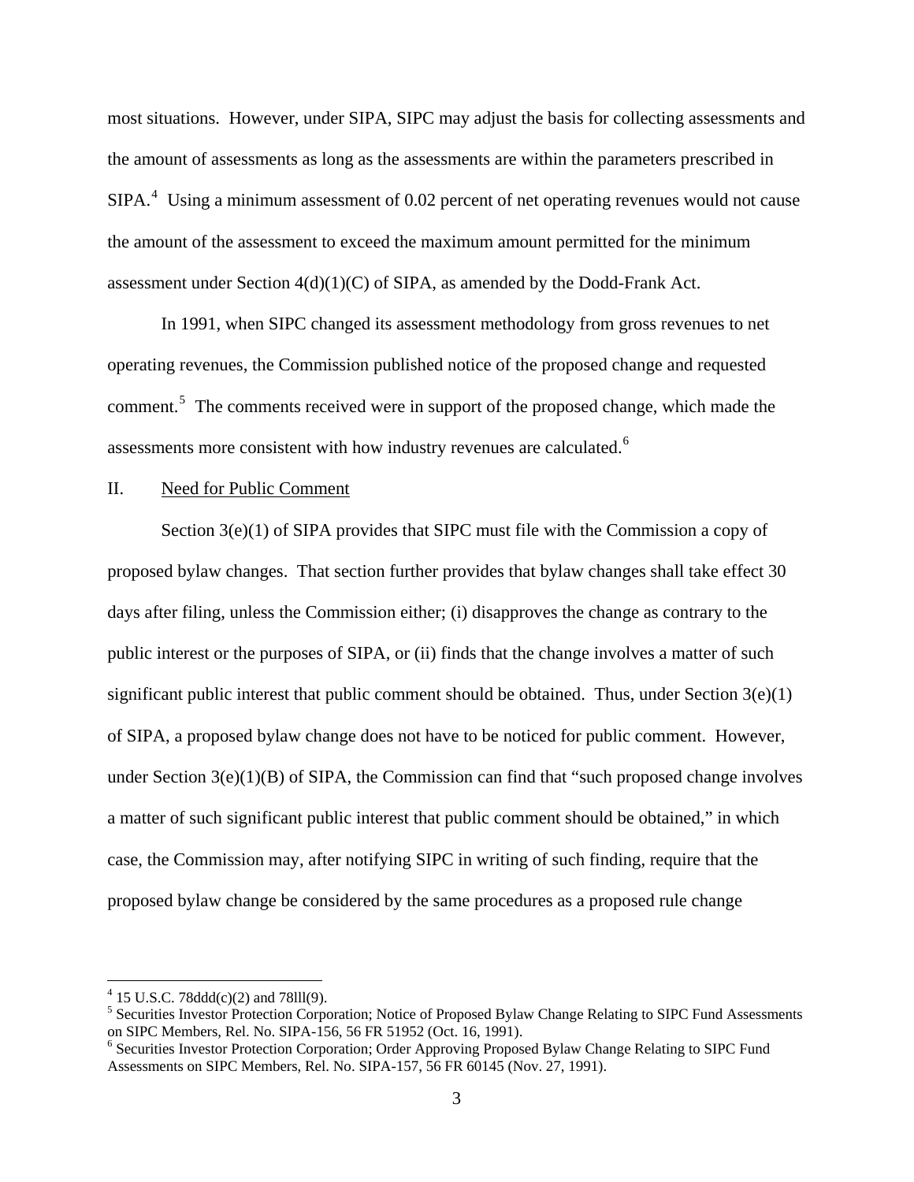most situations. However, under SIPA, SIPC may adjust the basis for collecting assessments and the amount of assessments as long as the assessments are within the parameters prescribed in SIPA.[4] Using a minimum assessment of 0.02 percent of net operating revenues would not cause the amount of the assessment to exceed the maximum amount permitted for the minimum assessment under Section 4(d)(1)(C) of SIPA, as amended by the Dodd-Frank Act.

In 1991, when SIPC changed its assessment methodology from gross revenues to net operating revenues, the Commission published notice of the proposed change and requested comment.[5] The comments received were in support of the proposed change, which made the assessments more consistent with how industry revenues are calculated.[6]

II. Need for Public Comment

Section 3(e)(1) of SIPA provides that SIPC must file with the Commission a copy of proposed bylaw changes. That section further provides that bylaw changes shall take effect 30 days after filing, unless the Commission either; (i) disapproves the change as contrary to the public interest or the purposes of SIPA, or (ii) finds that the change involves a matter of such significant public interest that public comment should be obtained. Thus, under Section 3(e)(1) of SIPA, a proposed bylaw change does not have to be noticed for public comment. However, under Section 3(e)(1)(B) of SIPA, the Commission can find that "such proposed change involves a matter of such significant public interest that public comment should be obtained," in which case, the Commission may, after notifying SIPC in writing of such finding, require that the proposed bylaw change be considered by the same procedures as a proposed rule change

[4] 15 U.S.C. 78ddd(c)(2) and 78lll(9).

[5] Securities Investor Protection Corporation; Notice of Proposed Bylaw Change Relating to SIPC Fund Assessments on SIPC Members, Rel. No. SIPA-156, 56 FR 51952 (Oct. 16, 1991).

[6] Securities Investor Protection Corporation; Order Approving Proposed Bylaw Change Relating to SIPC Fund Assessments on SIPC Members, Rel. No. SIPA-157, 56 FR 60145 (Nov. 27, 1991).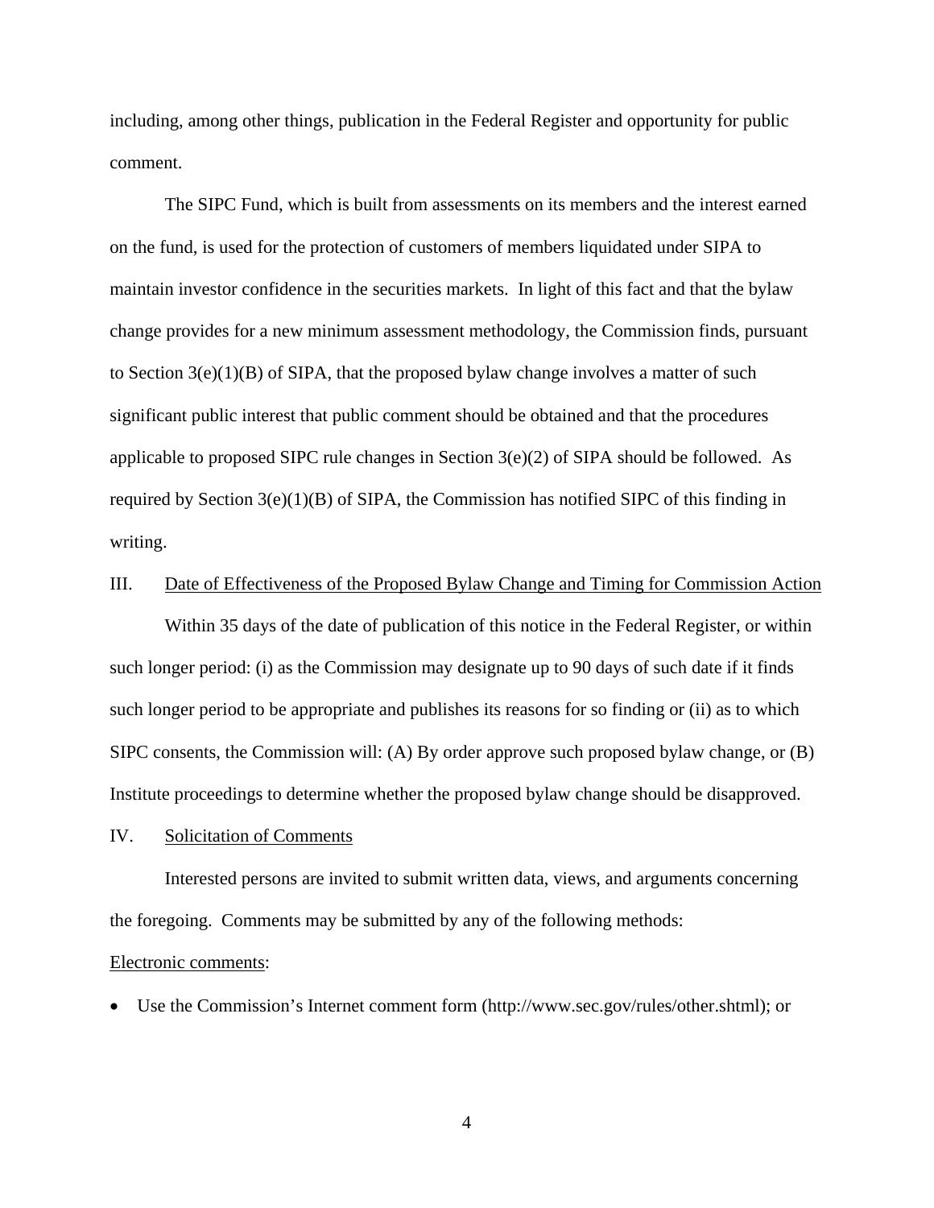including, among other things, publication in the Federal Register and opportunity for public comment.

The SIPC Fund, which is built from assessments on its members and the interest earned on the fund, is used for the protection of customers of members liquidated under SIPA to maintain investor confidence in the securities markets. In light of this fact and that the bylaw change provides for a new minimum assessment methodology, the Commission finds, pursuant to Section 3(e)(1)(B) of SIPA, that the proposed bylaw change involves a matter of such significant public interest that public comment should be obtained and that the procedures applicable to proposed SIPC rule changes in Section 3(e)(2) of SIPA should be followed. As required by Section 3(e)(1)(B) of SIPA, the Commission has notified SIPC of this finding in writing.

## III. Date of Effectiveness of the Proposed Bylaw Change and Timing for Commission Action

Within 35 days of the date of publication of this notice in the Federal Register, or within such longer period: (i) as the Commission may designate up to 90 days of such date if it finds such longer period to be appropriate and publishes its reasons for so finding or (ii) as to which SIPC consents, the Commission will: (A) By order approve such proposed bylaw change, or (B) Institute proceedings to determine whether the proposed bylaw change should be disapproved.

## IV. Solicitation of Comments

Interested persons are invited to submit written data, views, and arguments concerning the foregoing. Comments may be submitted by any of the following methods:

Electronic comments:

- Use the Commission's Internet comment form (http://www.sec.gov/rules/other.shtml); or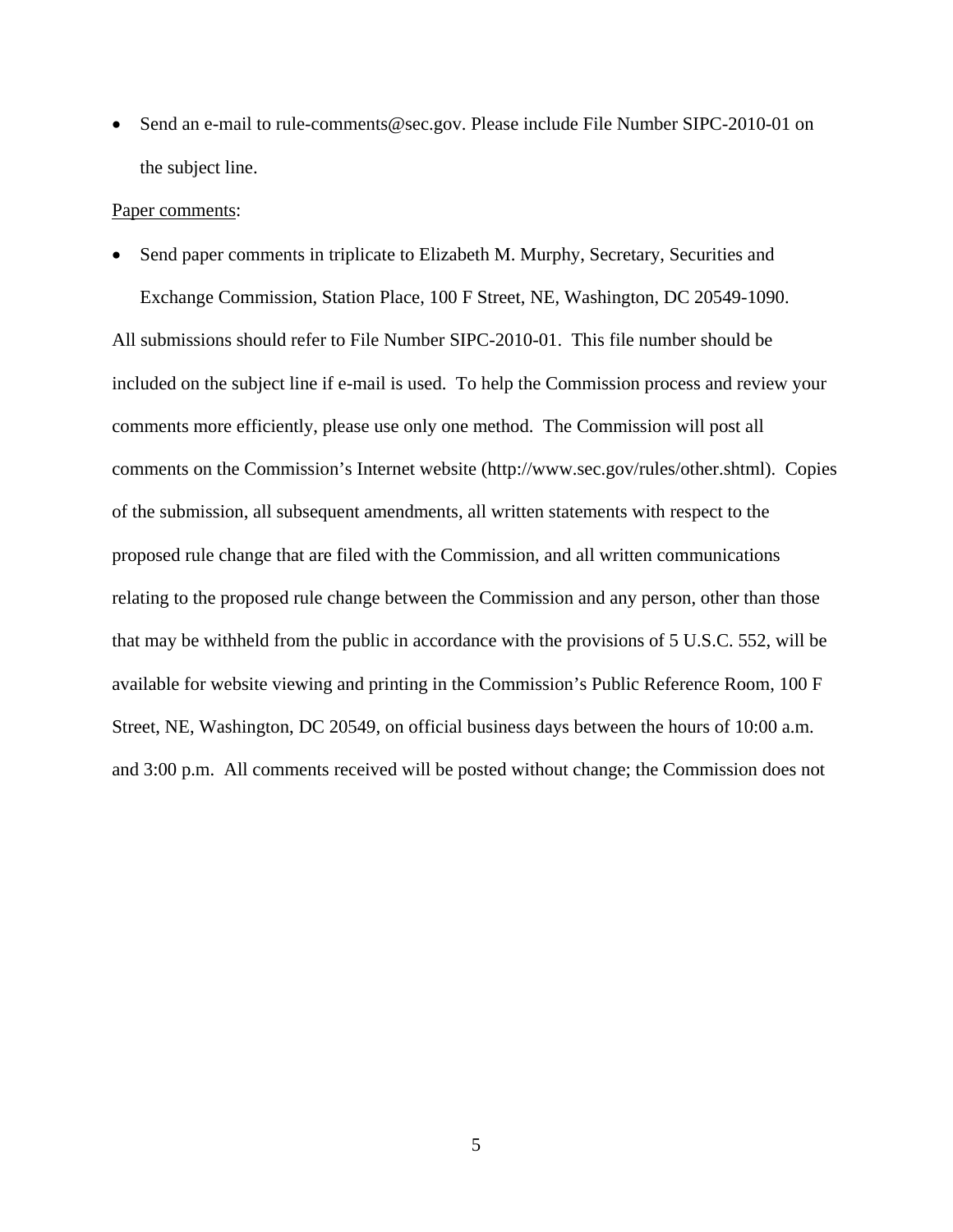- Send an e-mail to rule-comments@sec.gov. Please include File Number SIPC-2010-01 on the subject line.

<u>Paper comments</u>:

- Send paper comments in triplicate to Elizabeth M. Murphy, Secretary, Securities and Exchange Commission, Station Place, 100 F Street, NE, Washington, DC 20549-1090.

All submissions should refer to File Number SIPC-2010-01. This file number should be included on the subject line if e-mail is used. To help the Commission process and review your comments more efficiently, please use only one method. The Commission will post all comments on the Commission's Internet website (http://www.sec.gov/rules/other.shtml). Copies of the submission, all subsequent amendments, all written statements with respect to the proposed rule change that are filed with the Commission, and all written communications relating to the proposed rule change between the Commission and any person, other than those that may be withheld from the public in accordance with the provisions of 5 U.S.C. 552, will be available for website viewing and printing in the Commission's Public Reference Room, 100 F Street, NE, Washington, DC 20549, on official business days between the hours of 10:00 a.m. and 3:00 p.m. All comments received will be posted without change; the Commission does not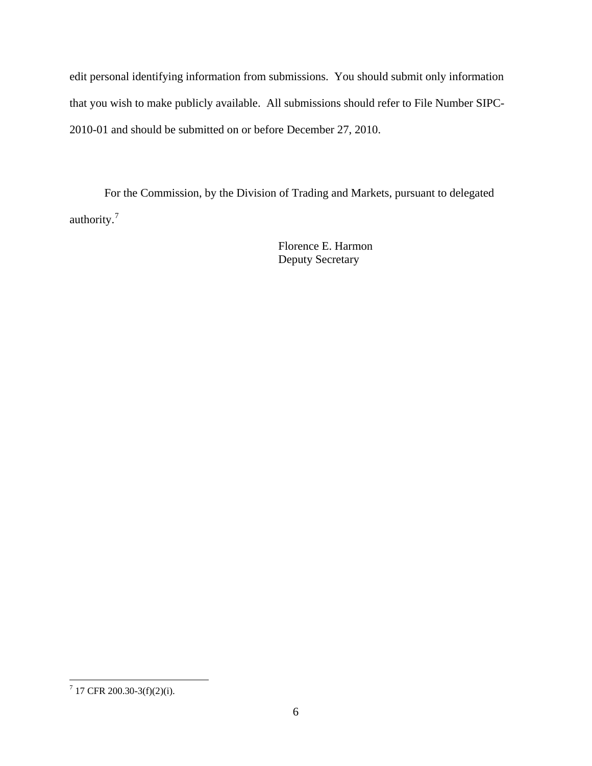edit personal identifying information from submissions. You should submit only information that you wish to make publicly available. All submissions should refer to File Number SIPC-2010-01 and should be submitted on or before December 27, 2010.

For the Commission, by the Division of Trading and Markets, pursuant to delegated authority.[7]

Florence E. Harmon
Deputy Secretary

---

[7] 17 CFR 200.30-3(f)(2)(i).